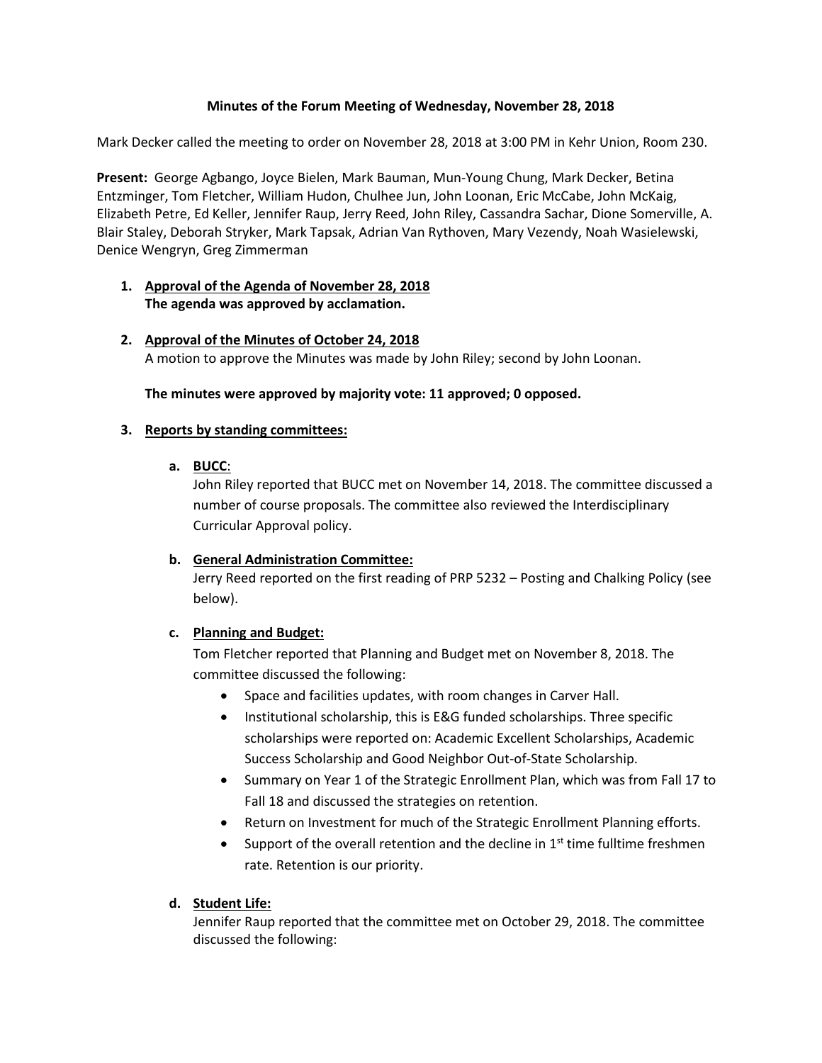**Minutes of the Forum Meeting of Wednesday, November 28, 2018**

Mark Decker called the meeting to order on November 28, 2018 at 3:00 PM in Kehr Union, Room 230.

**Present:** George Agbango, Joyce Bielen, Mark Bauman, Mun-Young Chung, Mark Decker, Betina Entzminger, Tom Fletcher, William Hudon, Chulhee Jun, John Loonan, Eric McCabe, John McKaig, Elizabeth Petre, Ed Keller, Jennifer Raup, Jerry Reed, John Riley, Cassandra Sachar, Dione Somerville, A. Blair Staley, Deborah Stryker, Mark Tapsak, Adrian Van Rythoven, Mary Vezendy, Noah Wasielewski, Denice Wengryn, Greg Zimmerman

1. **Approval of the Agenda of November 28, 2018**
   **The agenda was approved by acclamation.**

2. **Approval of the Minutes of October 24, 2018**
   A motion to approve the Minutes was made by John Riley; second by John Loonan.

   **The minutes were approved by majority vote: 11 approved; 0 opposed.**

3. **Reports by standing committees:**

   a. **BUCC**:
      John Riley reported that BUCC met on November 14, 2018. The committee discussed a number of course proposals. The committee also reviewed the Interdisciplinary Curricular Approval policy.

   b. **General Administration Committee:**
      Jerry Reed reported on the first reading of PRP 5232 – Posting and Chalking Policy (see below).

   c. **Planning and Budget:**
      Tom Fletcher reported that Planning and Budget met on November 8, 2018. The committee discussed the following:
      - Space and facilities updates, with room changes in Carver Hall.
      - Institutional scholarship, this is E&G funded scholarships. Three specific scholarships were reported on: Academic Excellent Scholarships, Academic Success Scholarship and Good Neighbor Out-of-State Scholarship.
      - Summary on Year 1 of the Strategic Enrollment Plan, which was from Fall 17 to Fall 18 and discussed the strategies on retention.
      - Return on Investment for much of the Strategic Enrollment Planning efforts.
      - Support of the overall retention and the decline in 1st time fulltime freshmen rate. Retention is our priority.

   d. **Student Life:**
      Jennifer Raup reported that the committee met on October 29, 2018. The committee discussed the following: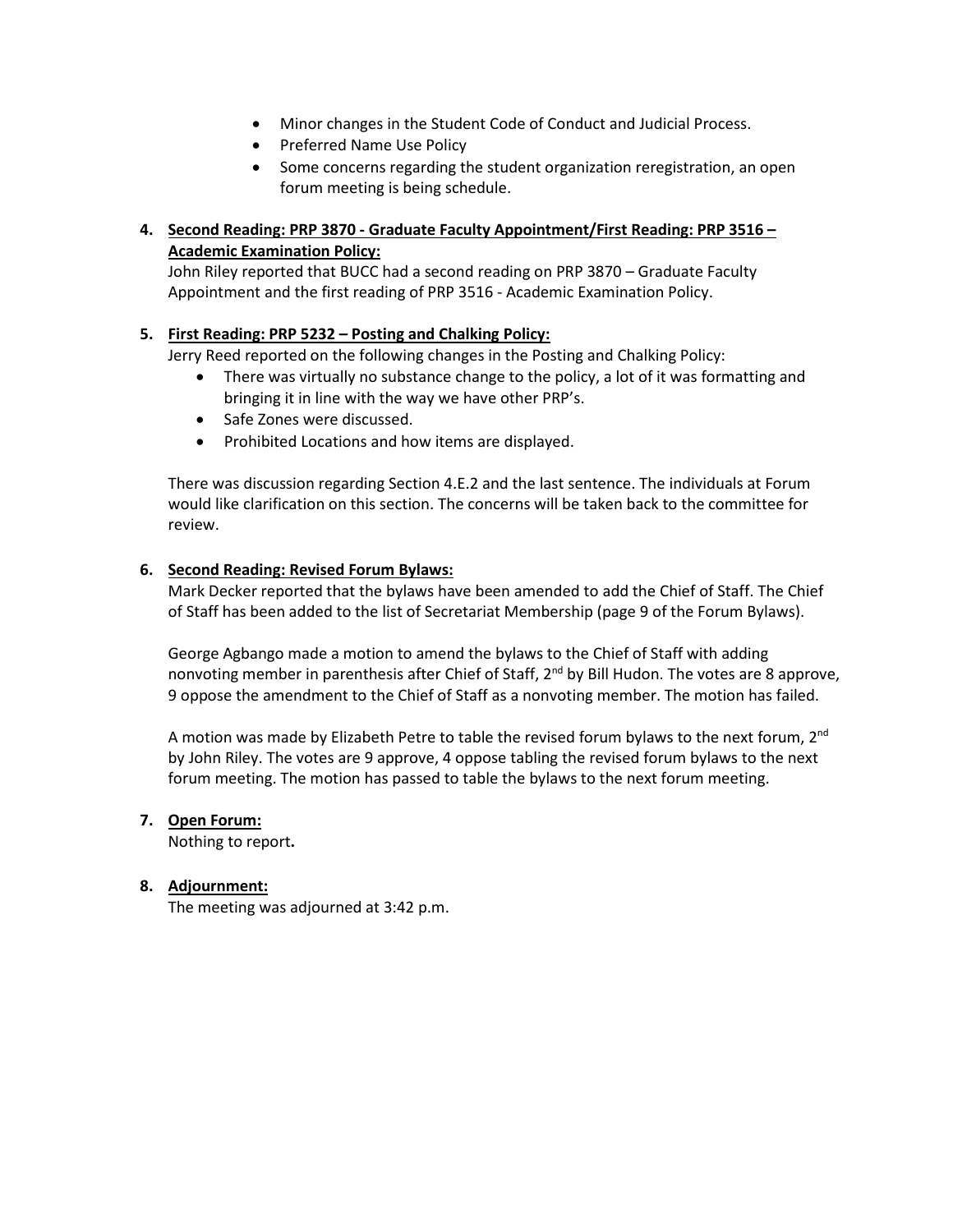- Minor changes in the Student Code of Conduct and Judicial Process.
- Preferred Name Use Policy
- Some concerns regarding the student organization reregistration, an open forum meeting is being schedule.

4. **Second Reading: PRP 3870 - Graduate Faculty Appointment/First Reading: PRP 3516 – Academic Examination Policy:**
   John Riley reported that BUCC had a second reading on PRP 3870 – Graduate Faculty Appointment and the first reading of PRP 3516 - Academic Examination Policy.

5. **First Reading: PRP 5232 – Posting and Chalking Policy:**
   Jerry Reed reported on the following changes in the Posting and Chalking Policy:
   - There was virtually no substance change to the policy, a lot of it was formatting and bringing it in line with the way we have other PRP's.
   - Safe Zones were discussed.
   - Prohibited Locations and how items are displayed.

   There was discussion regarding Section 4.E.2 and the last sentence. The individuals at Forum would like clarification on this section. The concerns will be taken back to the committee for review.

6. **Second Reading: Revised Forum Bylaws:**
   Mark Decker reported that the bylaws have been amended to add the Chief of Staff. The Chief of Staff has been added to the list of Secretariat Membership (page 9 of the Forum Bylaws).

   George Agbango made a motion to amend the bylaws to the Chief of Staff with adding nonvoting member in parenthesis after Chief of Staff, 2nd by Bill Hudon. The votes are 8 approve, 9 oppose the amendment to the Chief of Staff as a nonvoting member. The motion has failed.

   A motion was made by Elizabeth Petre to table the revised forum bylaws to the next forum, 2nd by John Riley. The votes are 9 approve, 4 oppose tabling the revised forum bylaws to the next forum meeting. The motion has passed to table the bylaws to the next forum meeting.

7. **Open Forum:**
   Nothing to report**.**

8. **Adjournment:**
   The meeting was adjourned at 3:42 p.m.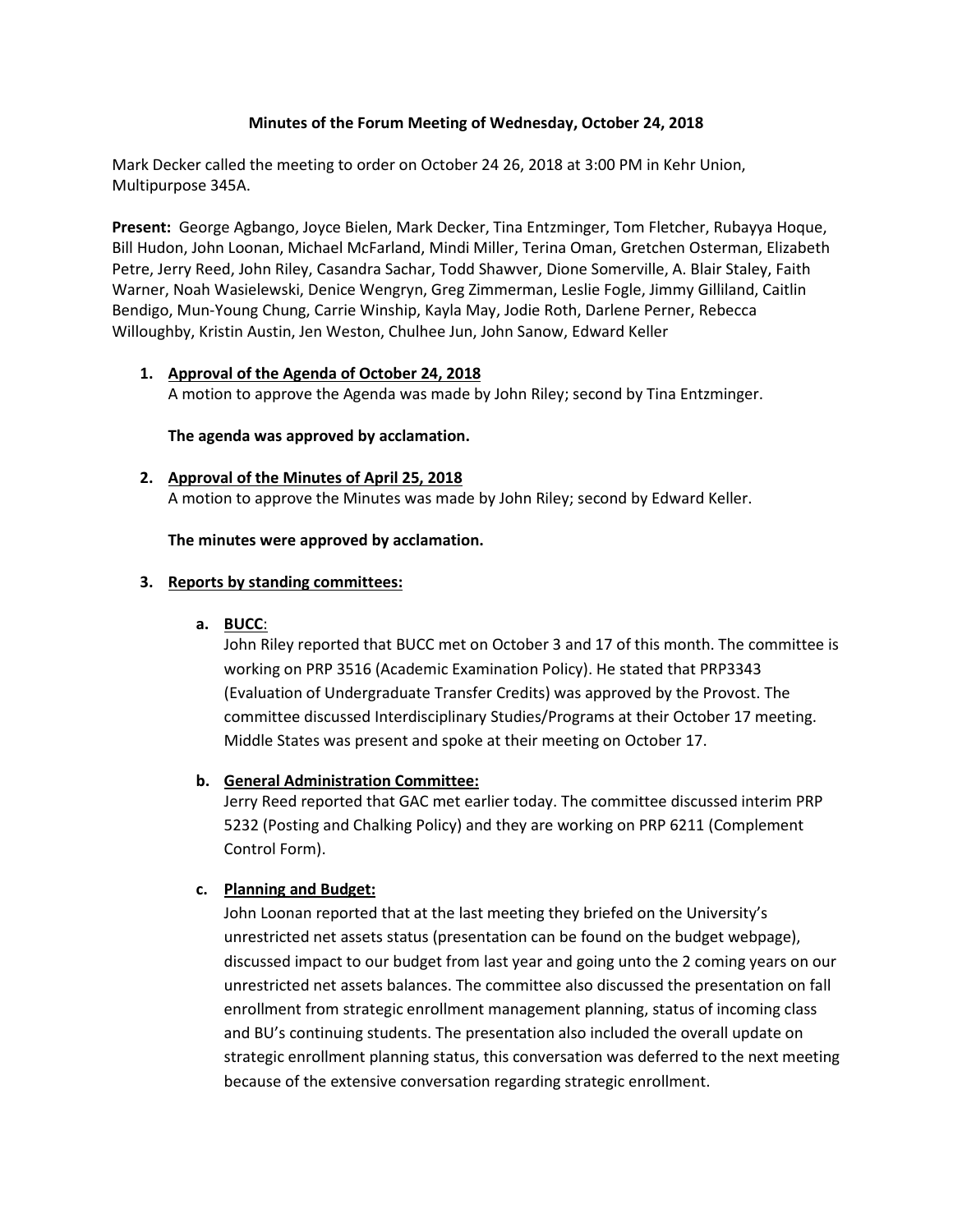**Minutes of the Forum Meeting of Wednesday, October 24, 2018**

Mark Decker called the meeting to order on October 24 26, 2018 at 3:00 PM in Kehr Union, Multipurpose 345A.

**Present:** George Agbango, Joyce Bielen, Mark Decker, Tina Entzminger, Tom Fletcher, Rubayya Hoque, Bill Hudon, John Loonan, Michael McFarland, Mindi Miller, Terina Oman, Gretchen Osterman, Elizabeth Petre, Jerry Reed, John Riley, Casandra Sachar, Todd Shawver, Dione Somerville, A. Blair Staley, Faith Warner, Noah Wasielewski, Denice Wengryn, Greg Zimmerman, Leslie Fogle, Jimmy Gilliland, Caitlin Bendigo, Mun-Young Chung, Carrie Winship, Kayla May, Jodie Roth, Darlene Perner, Rebecca Willoughby, Kristin Austin, Jen Weston, Chulhee Jun, John Sanow, Edward Keller

1. <u>**Approval of the Agenda of October 24, 2018**</u>

   A motion to approve the Agenda was made by John Riley; second by Tina Entzminger.

   **The agenda was approved by acclamation.**

2. <u>**Approval of the Minutes of April 25, 2018**</u>

   A motion to approve the Minutes was made by John Riley; second by Edward Keller.

   **The minutes were approved by acclamation.**

3. <u>**Reports by standing committees:**</u>

   a. <u>**BUCC**</u>:

   John Riley reported that BUCC met on October 3 and 17 of this month. The committee is working on PRP 3516 (Academic Examination Policy). He stated that PRP3343 (Evaluation of Undergraduate Transfer Credits) was approved by the Provost. The committee discussed Interdisciplinary Studies/Programs at their October 17 meeting. Middle States was present and spoke at their meeting on October 17.

   b. <u>**General Administration Committee:**</u>

   Jerry Reed reported that GAC met earlier today. The committee discussed interim PRP 5232 (Posting and Chalking Policy) and they are working on PRP 6211 (Complement Control Form).

   c. <u>**Planning and Budget:**</u>

   John Loonan reported that at the last meeting they briefed on the University's unrestricted net assets status (presentation can be found on the budget webpage), discussed impact to our budget from last year and going unto the 2 coming years on our unrestricted net assets balances. The committee also discussed the presentation on fall enrollment from strategic enrollment management planning, status of incoming class and BU's continuing students. The presentation also included the overall update on strategic enrollment planning status, this conversation was deferred to the next meeting because of the extensive conversation regarding strategic enrollment.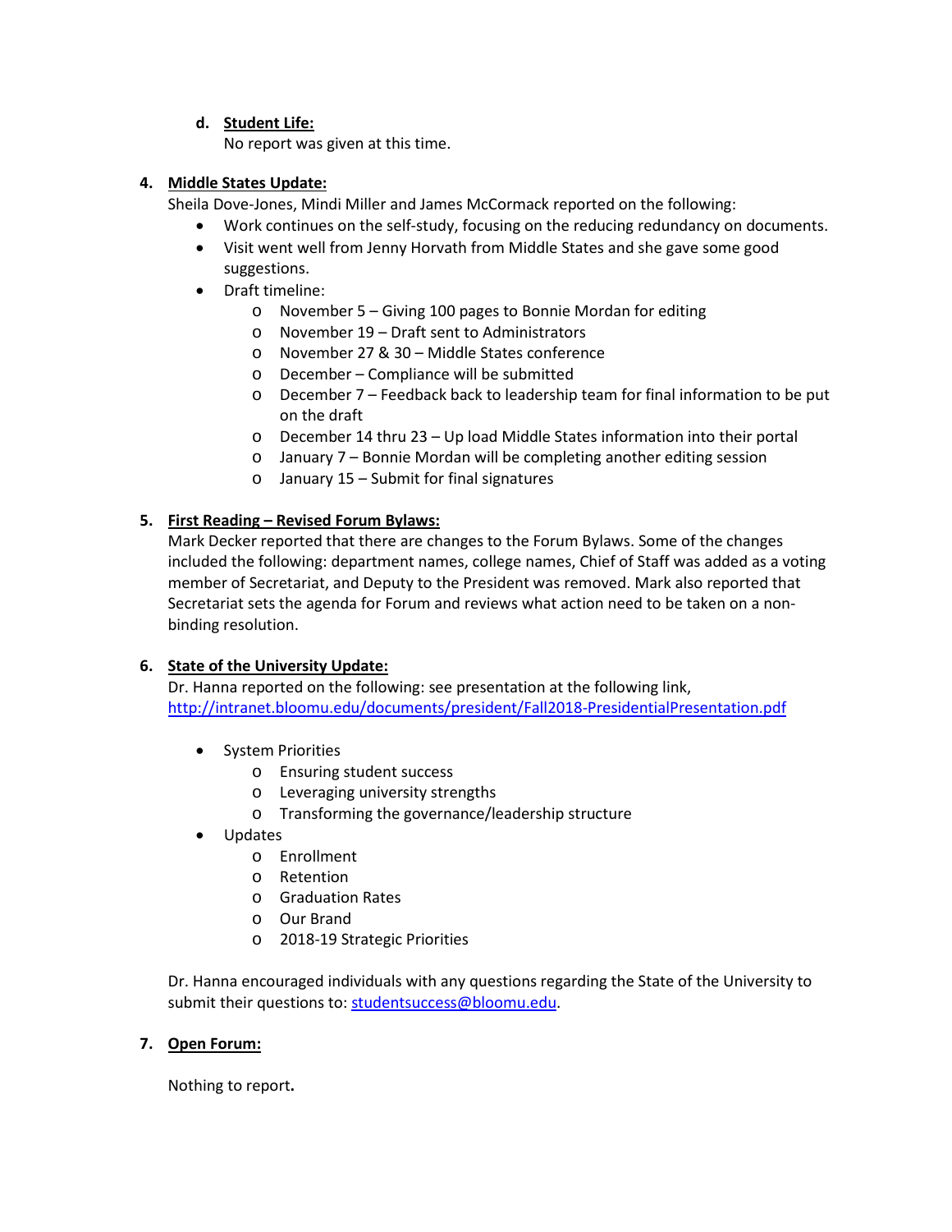d. **Student Life:**
   No report was given at this time.

4. **Middle States Update:**
   Sheila Dove-Jones, Mindi Miller and James McCormack reported on the following:
   - Work continues on the self-study, focusing on the reducing redundancy on documents.
   - Visit went well from Jenny Horvath from Middle States and she gave some good suggestions.
   - Draft timeline:
     - November 5 – Giving 100 pages to Bonnie Mordan for editing
     - November 19 – Draft sent to Administrators
     - November 27 & 30 – Middle States conference
     - December – Compliance will be submitted
     - December 7 – Feedback back to leadership team for final information to be put on the draft
     - December 14 thru 23 – Up load Middle States information into their portal
     - January 7 – Bonnie Mordan will be completing another editing session
     - January 15 – Submit for final signatures

5. **First Reading – Revised Forum Bylaws:**
   Mark Decker reported that there are changes to the Forum Bylaws. Some of the changes included the following: department names, college names, Chief of Staff was added as a voting member of Secretariat, and Deputy to the President was removed. Mark also reported that Secretariat sets the agenda for Forum and reviews what action need to be taken on a non-binding resolution.

6. **State of the University Update:**
   Dr. Hanna reported on the following: see presentation at the following link, http://intranet.bloomu.edu/documents/president/Fall2018-PresidentialPresentation.pdf

   - System Priorities
     - Ensuring student success
     - Leveraging university strengths
     - Transforming the governance/leadership structure
   - Updates
     - Enrollment
     - Retention
     - Graduation Rates
     - Our Brand
     - 2018-19 Strategic Priorities

   Dr. Hanna encouraged individuals with any questions regarding the State of the University to submit their questions to: studentsuccess@bloomu.edu.

7. **Open Forum:**

   Nothing to report**.**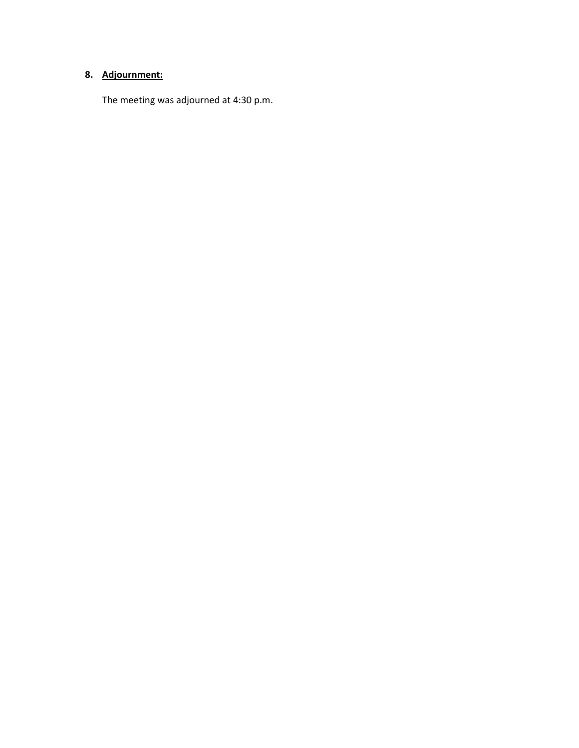**8. <u>Adjournment:</u>**

The meeting was adjourned at 4:30 p.m.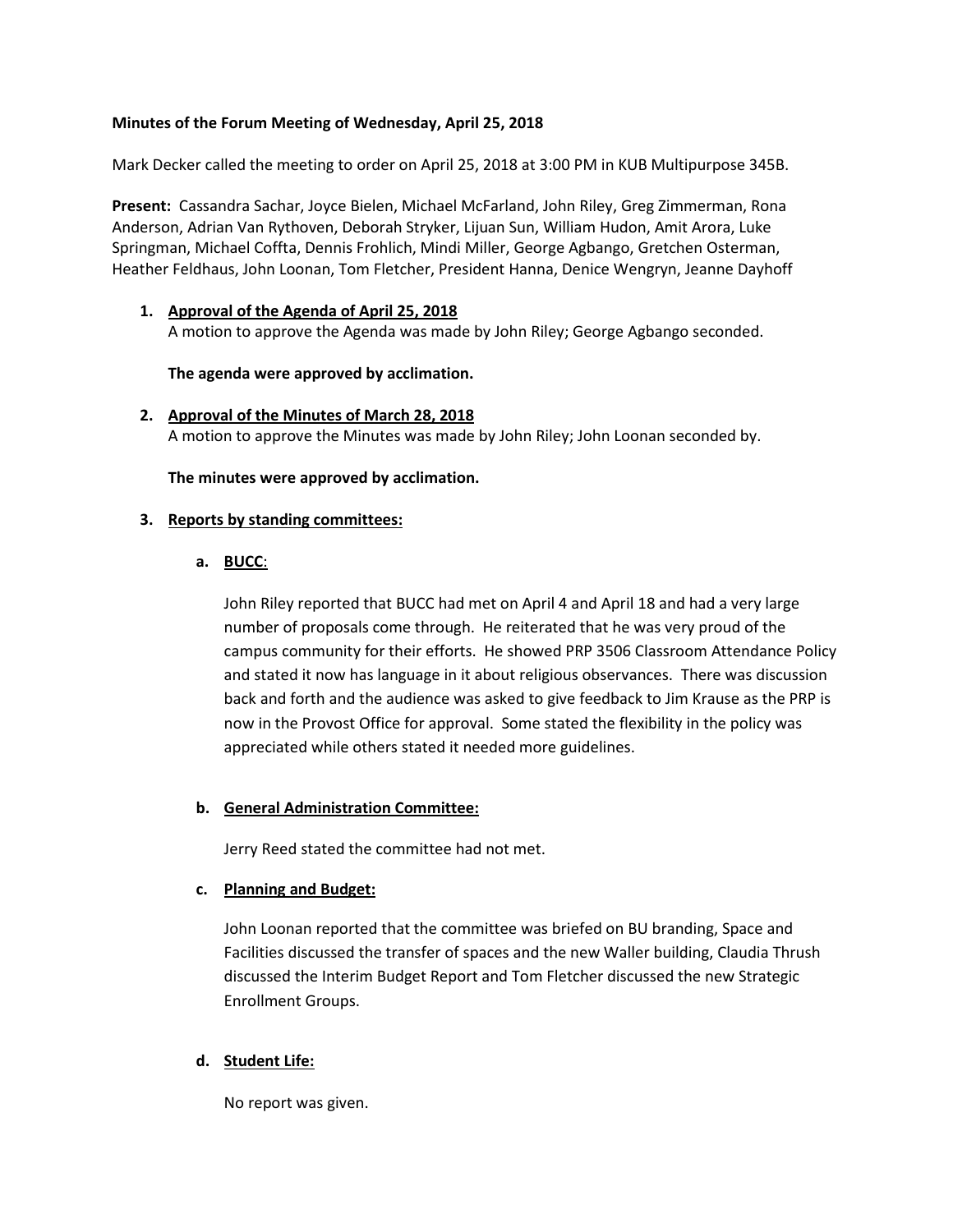**Minutes of the Forum Meeting of Wednesday, April 25, 2018**

Mark Decker called the meeting to order on April 25, 2018 at 3:00 PM in KUB Multipurpose 345B.

**Present:** Cassandra Sachar, Joyce Bielen, Michael McFarland, John Riley, Greg Zimmerman, Rona Anderson, Adrian Van Rythoven, Deborah Stryker, Lijuan Sun, William Hudon, Amit Arora, Luke Springman, Michael Coffta, Dennis Frohlich, Mindi Miller, George Agbango, Gretchen Osterman, Heather Feldhaus, John Loonan, Tom Fletcher, President Hanna, Denice Wengryn, Jeanne Dayhoff

1. **<u>Approval of the Agenda of April 25, 2018</u>**
   A motion to approve the Agenda was made by John Riley; George Agbango seconded.

   **The agenda were approved by acclimation.**

2. **<u>Approval of the Minutes of March 28, 2018</u>**
   A motion to approve the Minutes was made by John Riley; John Loonan seconded by.

   **The minutes were approved by acclimation.**

3. **<u>Reports by standing committees:</u>**

   a. **<u>BUCC</u>**:

      John Riley reported that BUCC had met on April 4 and April 18 and had a very large number of proposals come through. He reiterated that he was very proud of the campus community for their efforts. He showed PRP 3506 Classroom Attendance Policy and stated it now has language in it about religious observances. There was discussion back and forth and the audience was asked to give feedback to Jim Krause as the PRP is now in the Provost Office for approval. Some stated the flexibility in the policy was appreciated while others stated it needed more guidelines.

   b. **<u>General Administration Committee:</u>**

      Jerry Reed stated the committee had not met.

   c. **<u>Planning and Budget:</u>**

      John Loonan reported that the committee was briefed on BU branding, Space and Facilities discussed the transfer of spaces and the new Waller building, Claudia Thrush discussed the Interim Budget Report and Tom Fletcher discussed the new Strategic Enrollment Groups.

   d. **<u>Student Life:</u>**

      No report was given.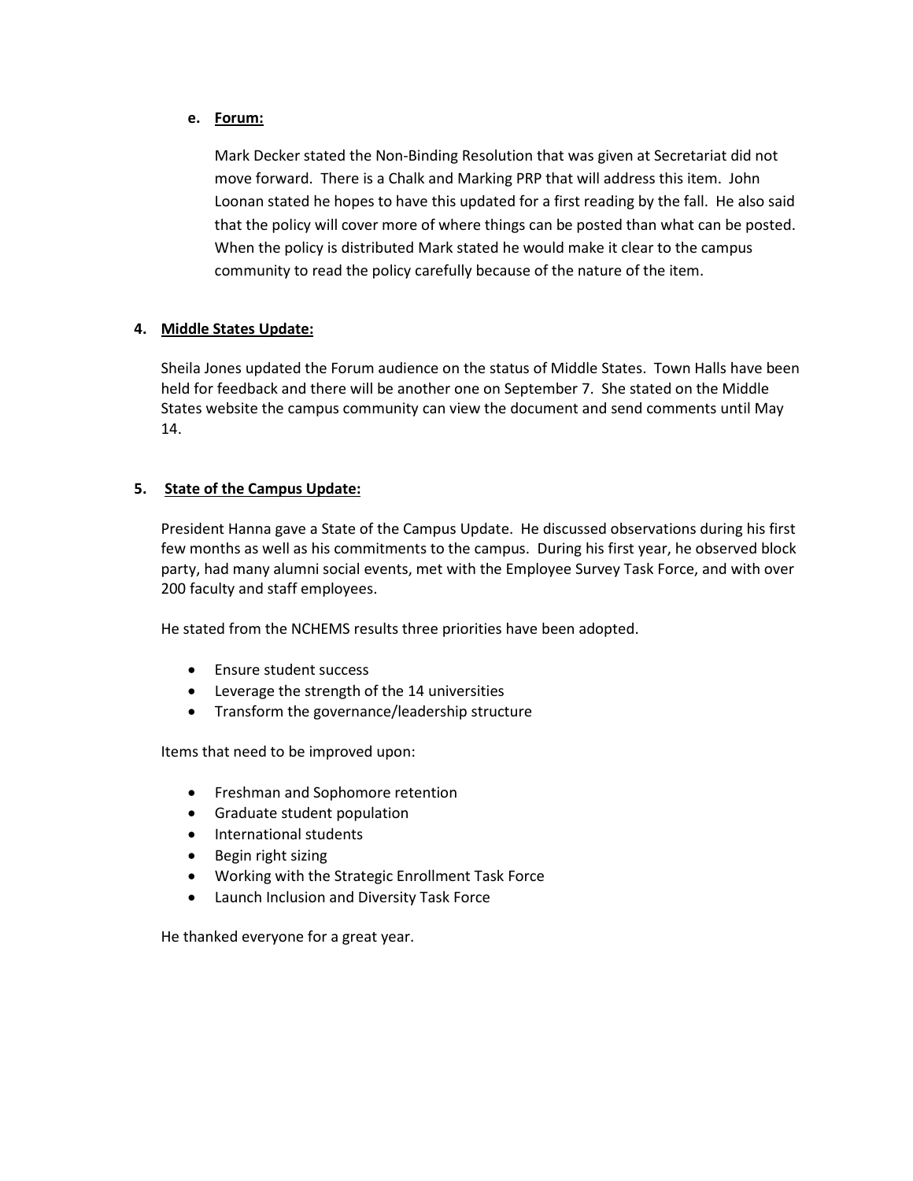e. **Forum:**

Mark Decker stated the Non-Binding Resolution that was given at Secretariat did not move forward. There is a Chalk and Marking PRP that will address this item. John Loonan stated he hopes to have this updated for a first reading by the fall. He also said that the policy will cover more of where things can be posted than what can be posted. When the policy is distributed Mark stated he would make it clear to the campus community to read the policy carefully because of the nature of the item.

4. **Middle States Update:**

Sheila Jones updated the Forum audience on the status of Middle States. Town Halls have been held for feedback and there will be another one on September 7. She stated on the Middle States website the campus community can view the document and send comments until May 14.

5. **State of the Campus Update:**

President Hanna gave a State of the Campus Update. He discussed observations during his first few months as well as his commitments to the campus. During his first year, he observed block party, had many alumni social events, met with the Employee Survey Task Force, and with over 200 faculty and staff employees.

He stated from the NCHEMS results three priorities have been adopted.

- Ensure student success
- Leverage the strength of the 14 universities
- Transform the governance/leadership structure

Items that need to be improved upon:

- Freshman and Sophomore retention
- Graduate student population
- International students
- Begin right sizing
- Working with the Strategic Enrollment Task Force
- Launch Inclusion and Diversity Task Force

He thanked everyone for a great year.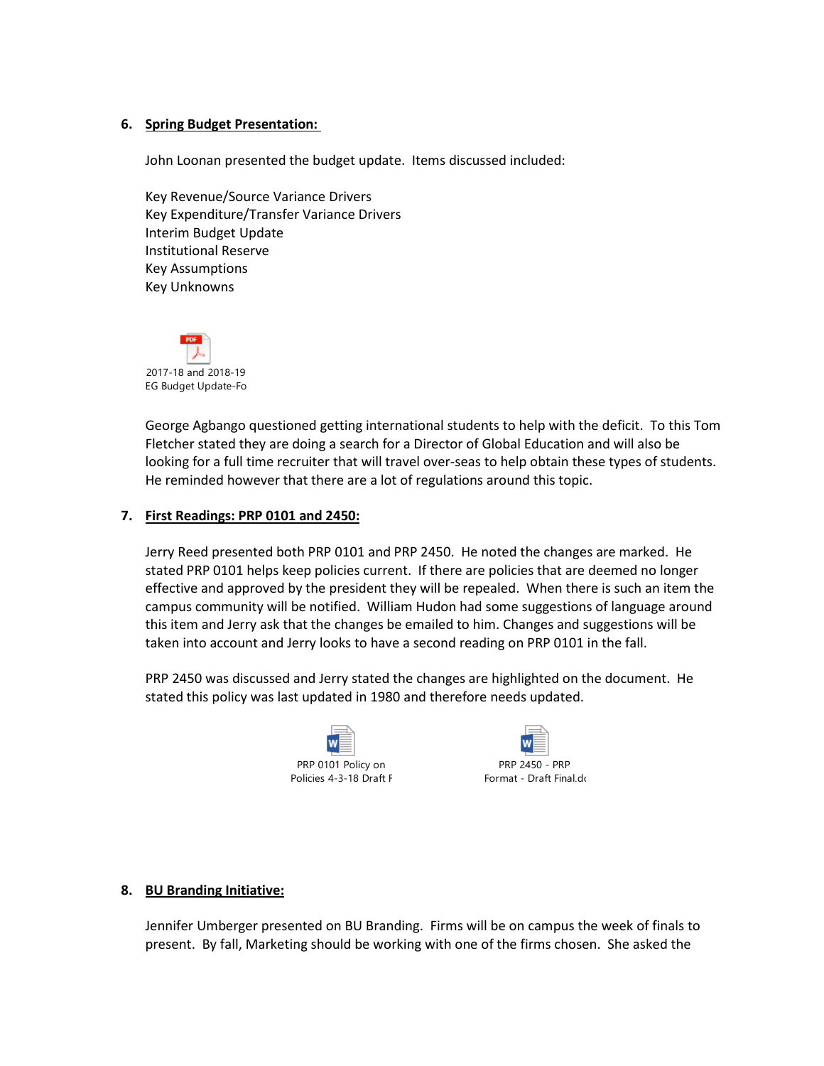6. **Spring Budget Presentation:**

John Loonan presented the budget update. Items discussed included:

Key Revenue/Source Variance Drivers
Key Expenditure/Transfer Variance Drivers
Interim Budget Update
Institutional Reserve
Key Assumptions
Key Unknowns

2017-18 and 2018-19 EG Budget Update-Fo

George Agbango questioned getting international students to help with the deficit. To this Tom Fletcher stated they are doing a search for a Director of Global Education and will also be looking for a full time recruiter that will travel over-seas to help obtain these types of students. He reminded however that there are a lot of regulations around this topic.

7. **First Readings: PRP 0101 and 2450:**

Jerry Reed presented both PRP 0101 and PRP 2450. He noted the changes are marked. He stated PRP 0101 helps keep policies current. If there are policies that are deemed no longer effective and approved by the president they will be repealed. When there is such an item the campus community will be notified. William Hudon had some suggestions of language around this item and Jerry ask that the changes be emailed to him. Changes and suggestions will be taken into account and Jerry looks to have a second reading on PRP 0101 in the fall.

PRP 2450 was discussed and Jerry stated the changes are highlighted on the document. He stated this policy was last updated in 1980 and therefore needs updated.

PRP 0101 Policy on Policies 4-3-18 Draft F

PRP 2450 - PRP Format - Draft Final.dc

8. **BU Branding Initiative:**

Jennifer Umberger presented on BU Branding. Firms will be on campus the week of finals to present. By fall, Marketing should be working with one of the firms chosen. She asked the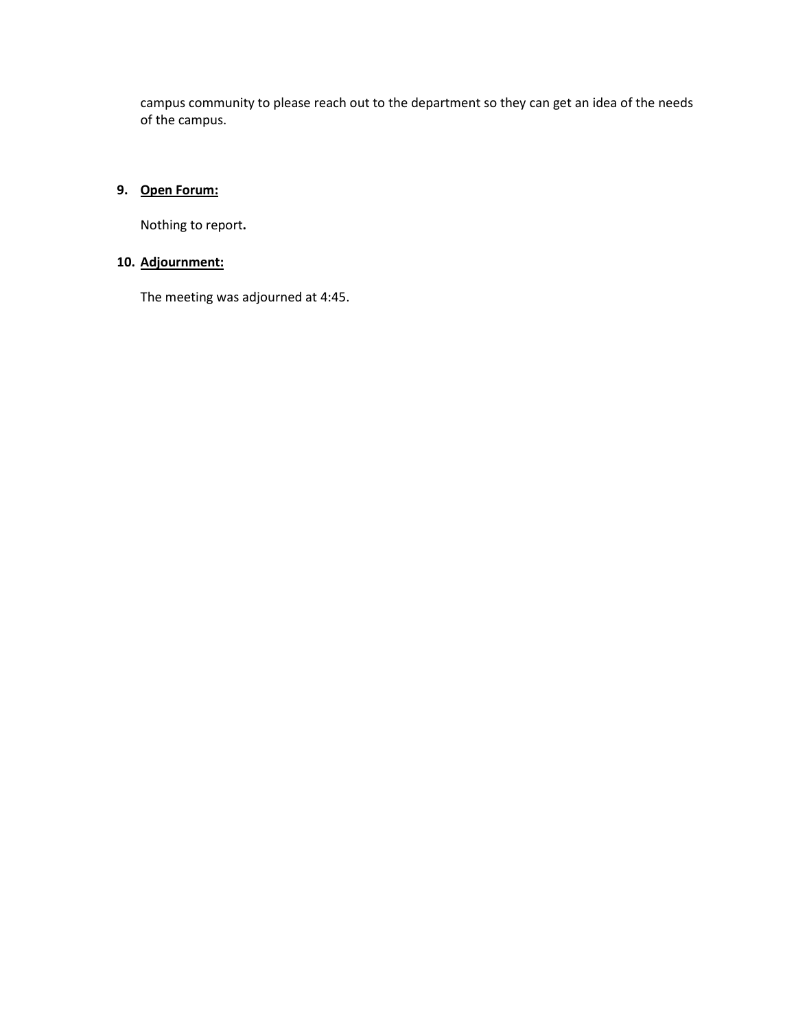campus community to please reach out to the department so they can get an idea of the needs of the campus.

9. **Open Forum:**

   Nothing to report**.**

10. **Adjournment:**

    The meeting was adjourned at 4:45.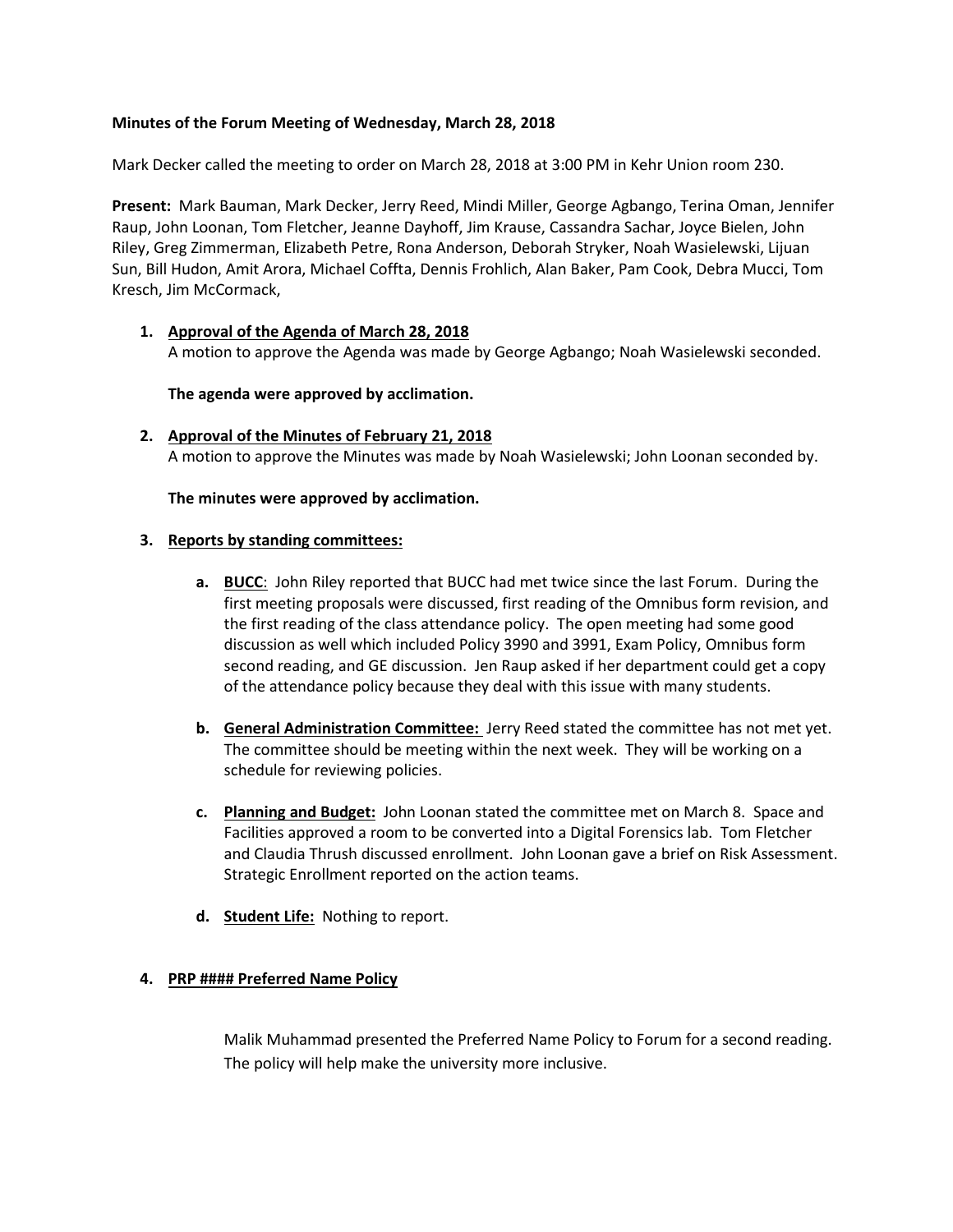**Minutes of the Forum Meeting of Wednesday, March 28, 2018**

Mark Decker called the meeting to order on March 28, 2018 at 3:00 PM in Kehr Union room 230.

**Present:** Mark Bauman, Mark Decker, Jerry Reed, Mindi Miller, George Agbango, Terina Oman, Jennifer Raup, John Loonan, Tom Fletcher, Jeanne Dayhoff, Jim Krause, Cassandra Sachar, Joyce Bielen, John Riley, Greg Zimmerman, Elizabeth Petre, Rona Anderson, Deborah Stryker, Noah Wasielewski, Lijuan Sun, Bill Hudon, Amit Arora, Michael Coffta, Dennis Frohlich, Alan Baker, Pam Cook, Debra Mucci, Tom Kresch, Jim McCormack,

1. **Approval of the Agenda of March 28, 2018**
   A motion to approve the Agenda was made by George Agbango; Noah Wasielewski seconded.

   **The agenda were approved by acclimation.**

2. **Approval of the Minutes of February 21, 2018**
   A motion to approve the Minutes was made by Noah Wasielewski; John Loonan seconded by.

   **The minutes were approved by acclimation.**

3. **Reports by standing committees:**

   a. **BUCC**: John Riley reported that BUCC had met twice since the last Forum. During the first meeting proposals were discussed, first reading of the Omnibus form revision, and the first reading of the class attendance policy. The open meeting had some good discussion as well which included Policy 3990 and 3991, Exam Policy, Omnibus form second reading, and GE discussion. Jen Raup asked if her department could get a copy of the attendance policy because they deal with this issue with many students.

   b. **General Administration Committee:** Jerry Reed stated the committee has not met yet. The committee should be meeting within the next week. They will be working on a schedule for reviewing policies.

   c. **Planning and Budget:** John Loonan stated the committee met on March 8. Space and Facilities approved a room to be converted into a Digital Forensics lab. Tom Fletcher and Claudia Thrush discussed enrollment. John Loonan gave a brief on Risk Assessment. Strategic Enrollment reported on the action teams.

   d. **Student Life:** Nothing to report.

4. **PRP #### Preferred Name Policy**

   Malik Muhammad presented the Preferred Name Policy to Forum for a second reading. The policy will help make the university more inclusive.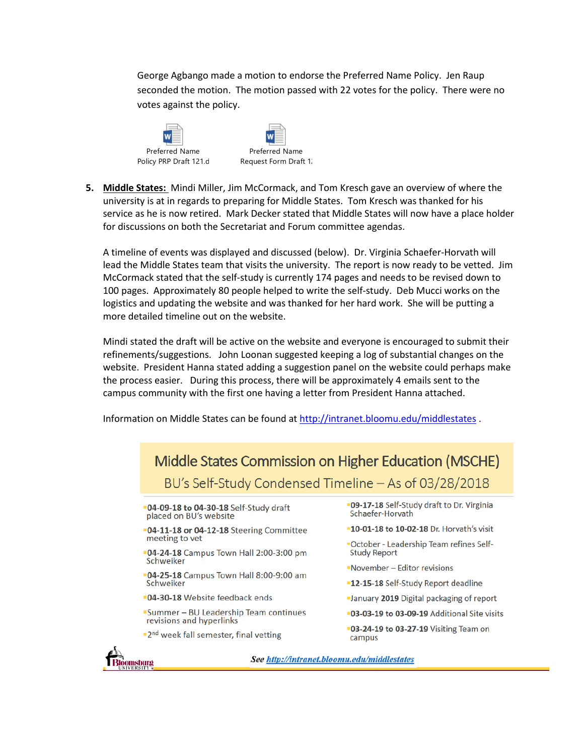George Agbango made a motion to endorse the Preferred Name Policy. Jen Raup seconded the motion. The motion passed with 22 votes for the policy. There were no votes against the policy.

Preferred Name Policy PRP Draft 121.d

Preferred Name Request Form Draft 1:

5. **Middle States:** Mindi Miller, Jim McCormack, and Tom Kresch gave an overview of where the university is at in regards to preparing for Middle States. Tom Kresch was thanked for his service as he is now retired. Mark Decker stated that Middle States will now have a place holder for discussions on both the Secretariat and Forum committee agendas.

   A timeline of events was displayed and discussed (below). Dr. Virginia Schaefer-Horvath will lead the Middle States team that visits the university. The report is now ready to be vetted. Jim McCormack stated that the self-study is currently 174 pages and needs to be revised down to 100 pages. Approximately 80 people helped to write the self-study. Deb Mucci works on the logistics and updating the website and was thanked for her hard work. She will be putting a more detailed timeline out on the website.

   Mindi stated the draft will be active on the website and everyone is encouraged to submit their refinements/suggestions. John Loonan suggested keeping a log of substantial changes on the website. President Hanna stated adding a suggestion panel on the website could perhaps make the process easier. During this process, there will be approximately 4 emails sent to the campus community with the first one having a letter from President Hanna attached.

   Information on Middle States can be found at http://intranet.bloomu.edu/middlestates .

## Middle States Commission on Higher Education (MSCHE)

### BU's Self-Study Condensed Timeline – As of 03/28/2018

- **04-09-18 to 04-30-18** Self-Study draft placed on BU's website
- **04-11-18 or 04-12-18** Steering Committee meeting to vet
- **04-24-18** Campus Town Hall 2:00-3:00 pm Schweiker
- **04-25-18** Campus Town Hall 8:00-9:00 am Schweiker
- **04-30-18** Website feedback ends
- Summer – BU Leadership Team continues revisions and hyperlinks
- 2nd week fall semester, final vetting
- **09-17-18** Self-Study draft to Dr. Virginia Schaefer-Horvath
- **10-01-18 to 10-02-18** Dr. Horvath's visit
- October - Leadership Team refines Self-Study Report
- November – Editor revisions
- **12-15-18** Self-Study Report deadline
- January **2019** Digital packaging of report
- **03-03-19 to 03-09-19** Additional Site visits
- **03-24-19 to 03-27-19** Visiting Team on campus

Bloomsburg University

*See http://intranet.bloomu.edu/middlestates*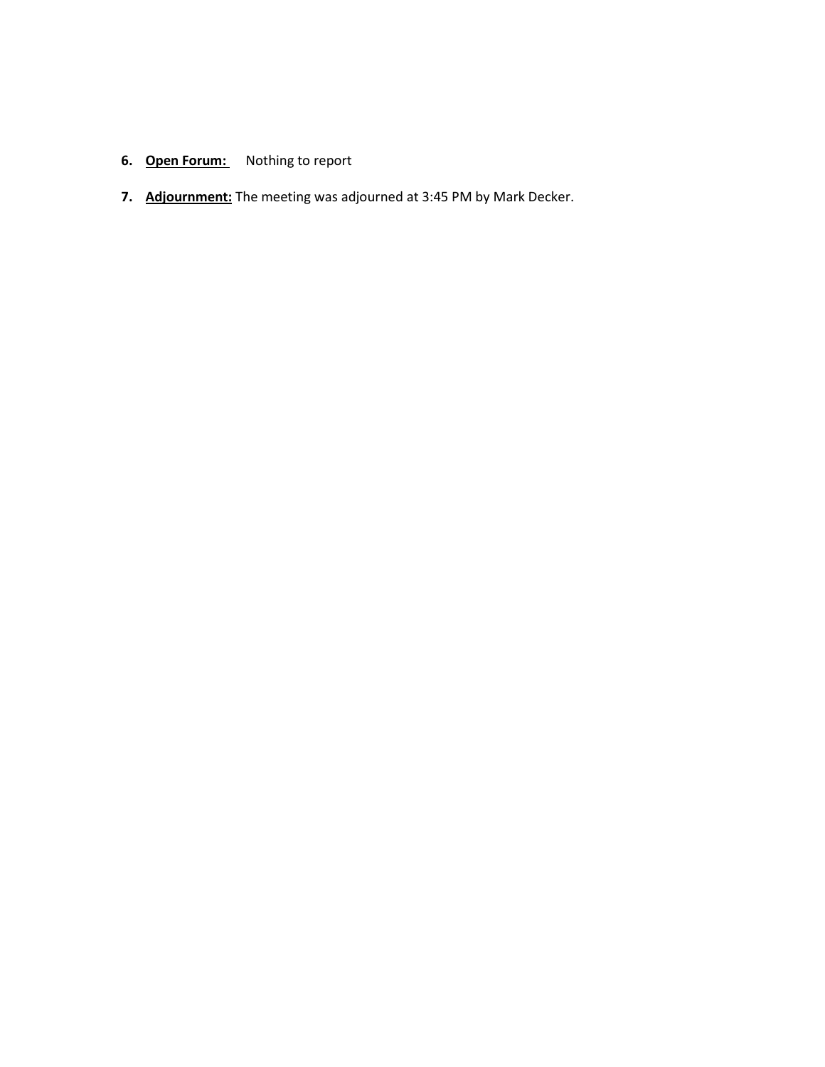6. **Open Forum:** Nothing to report

7. **Adjournment:** The meeting was adjourned at 3:45 PM by Mark Decker.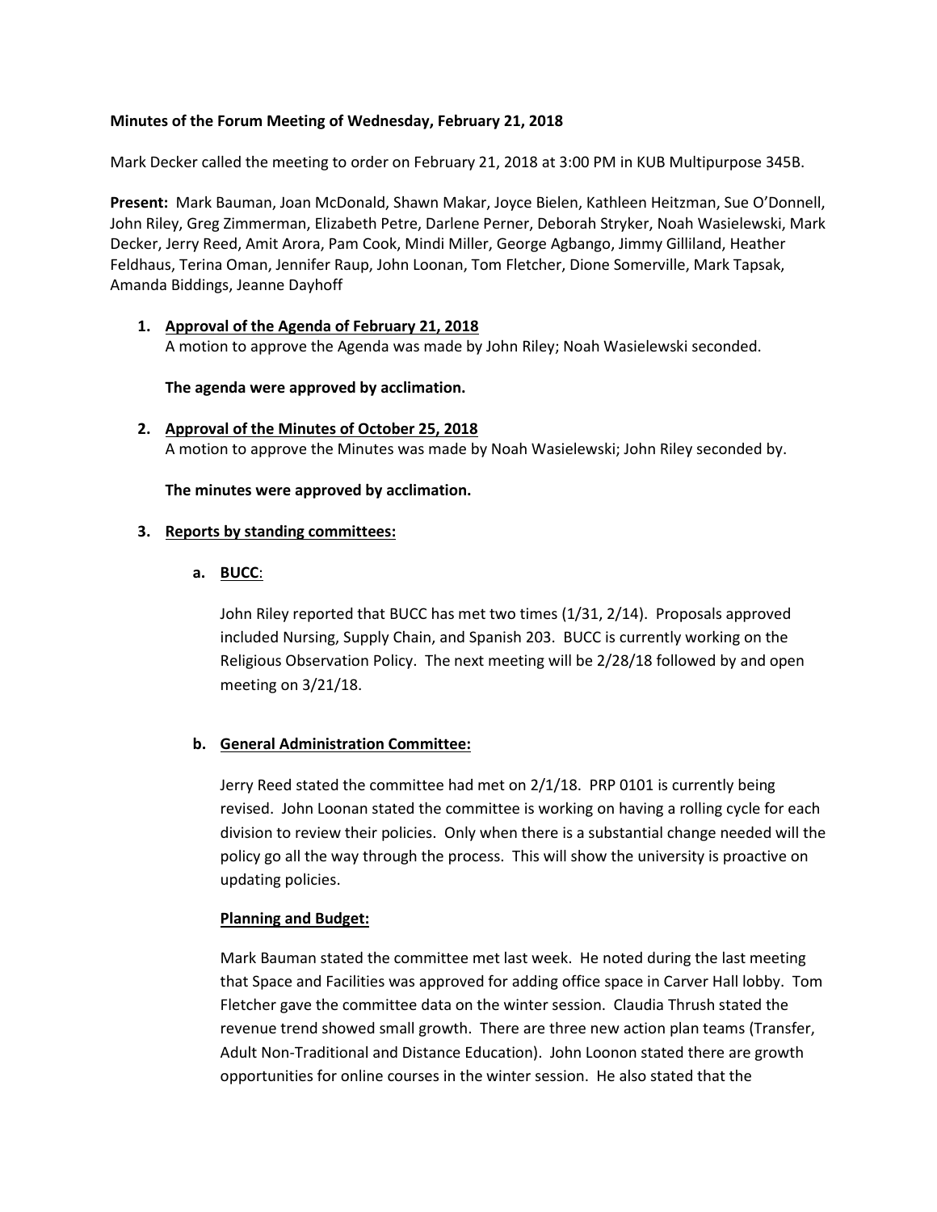**Minutes of the Forum Meeting of Wednesday, February 21, 2018**

Mark Decker called the meeting to order on February 21, 2018 at 3:00 PM in KUB Multipurpose 345B.

**Present:** Mark Bauman, Joan McDonald, Shawn Makar, Joyce Bielen, Kathleen Heitzman, Sue O'Donnell, John Riley, Greg Zimmerman, Elizabeth Petre, Darlene Perner, Deborah Stryker, Noah Wasielewski, Mark Decker, Jerry Reed, Amit Arora, Pam Cook, Mindi Miller, George Agbango, Jimmy Gilliland, Heather Feldhaus, Terina Oman, Jennifer Raup, John Loonan, Tom Fletcher, Dione Somerville, Mark Tapsak, Amanda Biddings, Jeanne Dayhoff

1. **Approval of the Agenda of February 21, 2018**
   A motion to approve the Agenda was made by John Riley; Noah Wasielewski seconded.

   **The agenda were approved by acclimation.**

2. **Approval of the Minutes of October 25, 2018**
   A motion to approve the Minutes was made by Noah Wasielewski; John Riley seconded by.

   **The minutes were approved by acclimation.**

3. **Reports by standing committees:**

   a. **BUCC**:

   John Riley reported that BUCC has met two times (1/31, 2/14). Proposals approved included Nursing, Supply Chain, and Spanish 203. BUCC is currently working on the Religious Observation Policy. The next meeting will be 2/28/18 followed by and open meeting on 3/21/18.

   b. **General Administration Committee:**

   Jerry Reed stated the committee had met on 2/1/18. PRP 0101 is currently being revised. John Loonan stated the committee is working on having a rolling cycle for each division to review their policies. Only when there is a substantial change needed will the policy go all the way through the process. This will show the university is proactive on updating policies.

   **Planning and Budget:**

   Mark Bauman stated the committee met last week. He noted during the last meeting that Space and Facilities was approved for adding office space in Carver Hall lobby. Tom Fletcher gave the committee data on the winter session. Claudia Thrush stated the revenue trend showed small growth. There are three new action plan teams (Transfer, Adult Non-Traditional and Distance Education). John Loonon stated there are growth opportunities for online courses in the winter session. He also stated that the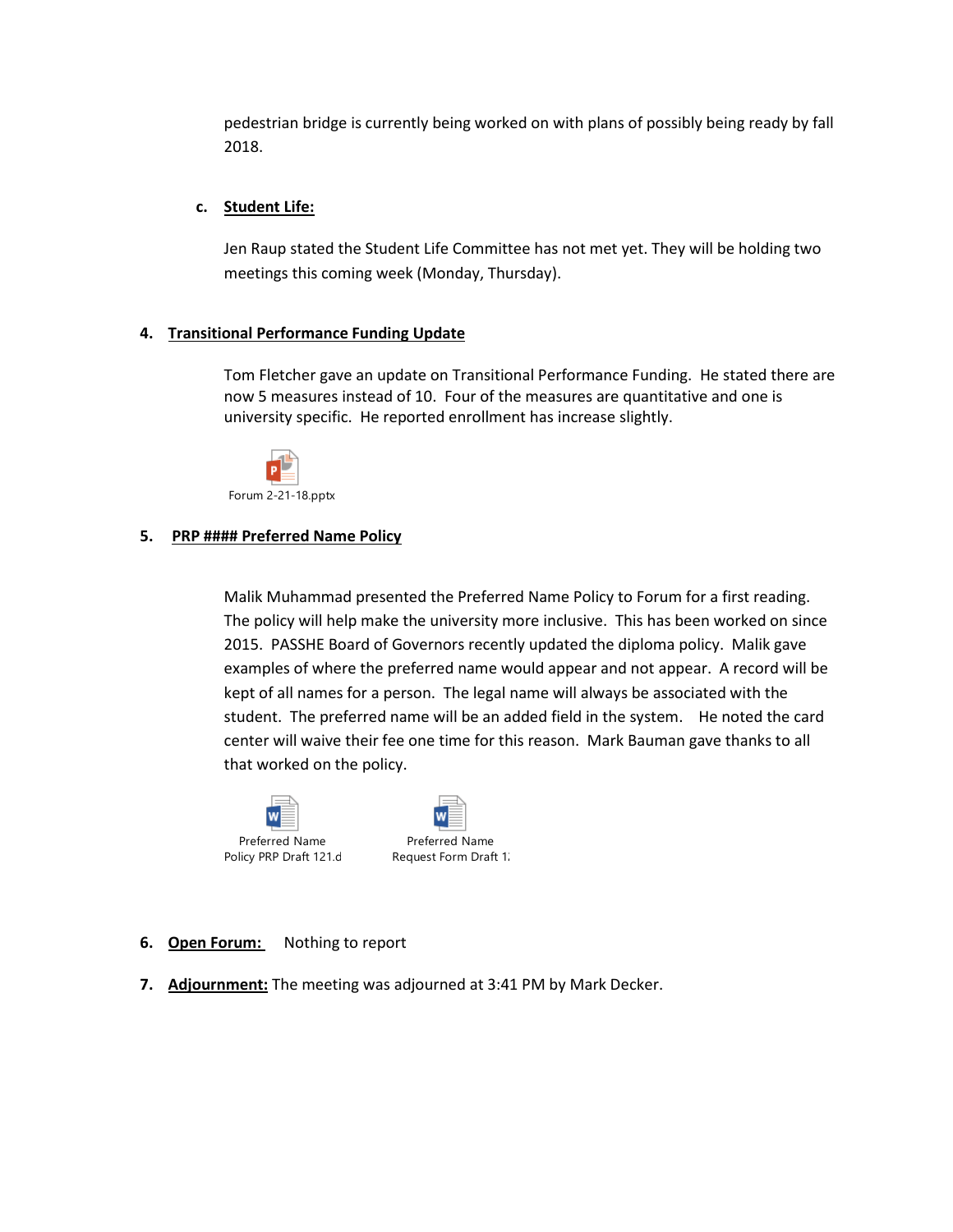pedestrian bridge is currently being worked on with plans of possibly being ready by fall 2018.

**c. Student Life:**

Jen Raup stated the Student Life Committee has not met yet. They will be holding two meetings this coming week (Monday, Thursday).

## 4. Transitional Performance Funding Update

Tom Fletcher gave an update on Transitional Performance Funding. He stated there are now 5 measures instead of 10. Four of the measures are quantitative and one is university specific. He reported enrollment has increase slightly.

Forum 2-21-18.pptx

## 5. PRP #### Preferred Name Policy

Malik Muhammad presented the Preferred Name Policy to Forum for a first reading. The policy will help make the university more inclusive. This has been worked on since 2015. PASSHE Board of Governors recently updated the diploma policy. Malik gave examples of where the preferred name would appear and not appear. A record will be kept of all names for a person. The legal name will always be associated with the student. The preferred name will be an added field in the system. He noted the card center will waive their fee one time for this reason. Mark Bauman gave thanks to all that worked on the policy.

Preferred Name Policy PRP Draft 121.d

Preferred Name Request Form Draft 1:

## 6. Open Forum:

Nothing to report

## 7. Adjournment:

The meeting was adjourned at 3:41 PM by Mark Decker.